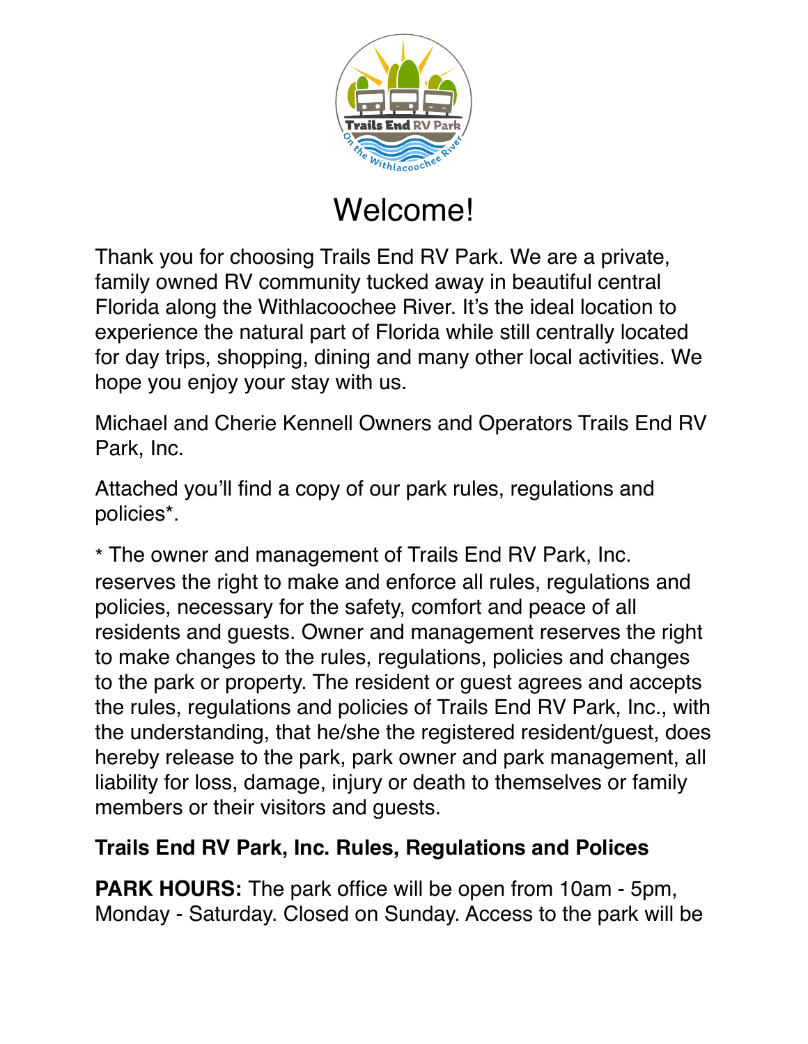# Welcome!

Thank you for choosing Trails End RV Park. We are a private, family owned RV community tucked away in beautiful central Florida along the Withlacoochee River. It's the ideal location to experience the natural part of Florida while still centrally located for day trips, shopping, dining and many other local activities. We hope you enjoy your stay with us.

Michael and Cherie Kennell Owners and Operators Trails End RV Park, Inc.

Attached you'll find a copy of our park rules, regulations and policies*.

* The owner and management of Trails End RV Park, Inc. reserves the right to make and enforce all rules, regulations and policies, necessary for the safety, comfort and peace of all residents and guests. Owner and management reserves the right to make changes to the rules, regulations, policies and changes to the park or property. The resident or guest agrees and accepts the rules, regulations and policies of Trails End RV Park, Inc., with the understanding, that he/she the registered resident/guest, does hereby release to the park, park owner and park management, all liability for loss, damage, injury or death to themselves or family members or their visitors and guests.

**Trails End RV Park, Inc. Rules, Regulations and Polices**

**PARK HOURS:** The park office will be open from 10am - 5pm, Monday - Saturday. Closed on Sunday. Access to the park will be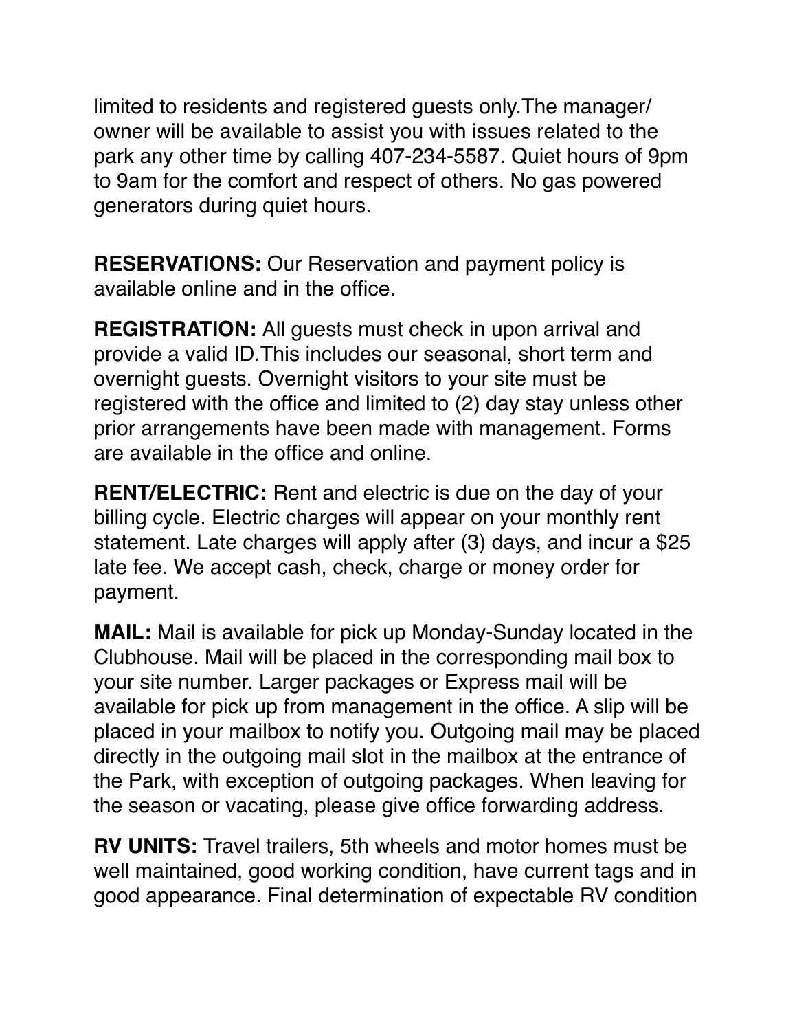limited to residents and registered guests only.The manager/ owner will be available to assist you with issues related to the park any other time by calling 407-234-5587. Quiet hours of 9pm to 9am for the comfort and respect of others. No gas powered generators during quiet hours.

**RESERVATIONS:** Our Reservation and payment policy is available online and in the office.

**REGISTRATION:** All guests must check in upon arrival and provide a valid ID.This includes our seasonal, short term and overnight guests. Overnight visitors to your site must be registered with the office and limited to (2) day stay unless other prior arrangements have been made with management. Forms are available in the office and online.

**RENT/ELECTRIC:** Rent and electric is due on the day of your billing cycle. Electric charges will appear on your monthly rent statement. Late charges will apply after (3) days, and incur a $25 late fee. We accept cash, check, charge or money order for payment.

**MAIL:** Mail is available for pick up Monday-Sunday located in the Clubhouse. Mail will be placed in the corresponding mail box to your site number. Larger packages or Express mail will be available for pick up from management in the office. A slip will be placed in your mailbox to notify you. Outgoing mail may be placed directly in the outgoing mail slot in the mailbox at the entrance of the Park, with exception of outgoing packages. When leaving for the season or vacating, please give office forwarding address.

**RV UNITS:** Travel trailers, 5th wheels and motor homes must be well maintained, good working condition, have current tags and in good appearance. Final determination of expectable RV condition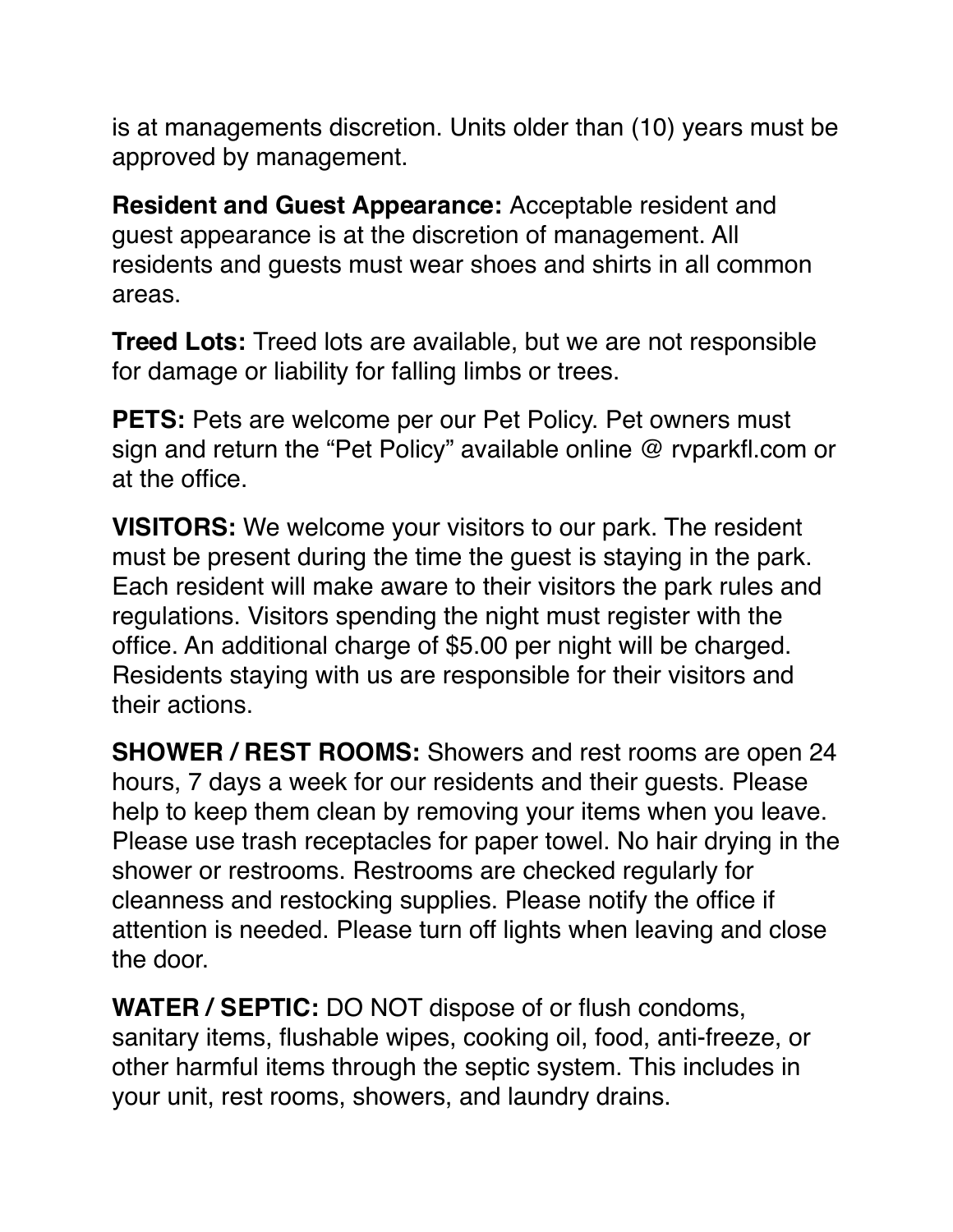is at managements discretion. Units older than (10) years must be approved by management.

**Resident and Guest Appearance:** Acceptable resident and guest appearance is at the discretion of management. All residents and guests must wear shoes and shirts in all common areas.

**Treed Lots:** Treed lots are available, but we are not responsible for damage or liability for falling limbs or trees.

**PETS:** Pets are welcome per our Pet Policy. Pet owners must sign and return the "Pet Policy" available online @ rvparkfl.com or at the office.

**VISITORS:** We welcome your visitors to our park. The resident must be present during the time the guest is staying in the park. Each resident will make aware to their visitors the park rules and regulations. Visitors spending the night must register with the office. An additional charge of $5.00 per night will be charged. Residents staying with us are responsible for their visitors and their actions.

**SHOWER / REST ROOMS:** Showers and rest rooms are open 24 hours, 7 days a week for our residents and their guests. Please help to keep them clean by removing your items when you leave. Please use trash receptacles for paper towel. No hair drying in the shower or restrooms. Restrooms are checked regularly for cleanness and restocking supplies. Please notify the office if attention is needed. Please turn off lights when leaving and close the door.

**WATER / SEPTIC:** DO NOT dispose of or flush condoms, sanitary items, flushable wipes, cooking oil, food, anti-freeze, or other harmful items through the septic system. This includes in your unit, rest rooms, showers, and laundry drains.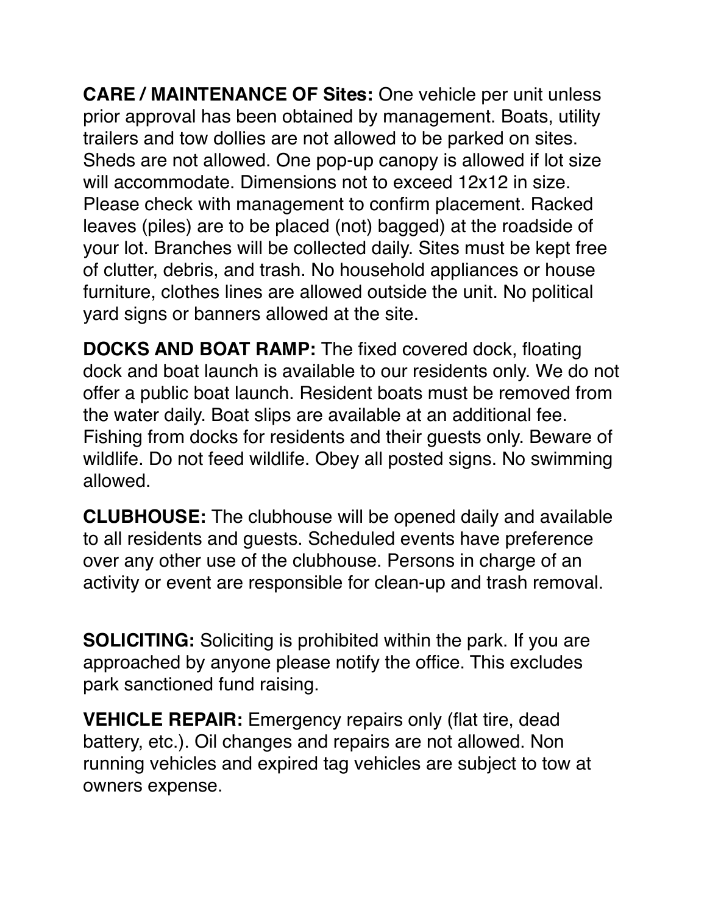**CARE / MAINTENANCE OF Sites:** One vehicle per unit unless prior approval has been obtained by management. Boats, utility trailers and tow dollies are not allowed to be parked on sites. Sheds are not allowed. One pop-up canopy is allowed if lot size will accommodate. Dimensions not to exceed 12x12 in size. Please check with management to confirm placement. Racked leaves (piles) are to be placed (not) bagged) at the roadside of your lot. Branches will be collected daily. Sites must be kept free of clutter, debris, and trash. No household appliances or house furniture, clothes lines are allowed outside the unit. No political yard signs or banners allowed at the site.

**DOCKS AND BOAT RAMP:** The fixed covered dock, floating dock and boat launch is available to our residents only. We do not offer a public boat launch. Resident boats must be removed from the water daily. Boat slips are available at an additional fee. Fishing from docks for residents and their guests only. Beware of wildlife. Do not feed wildlife. Obey all posted signs. No swimming allowed.

**CLUBHOUSE:** The clubhouse will be opened daily and available to all residents and guests. Scheduled events have preference over any other use of the clubhouse. Persons in charge of an activity or event are responsible for clean-up and trash removal.

**SOLICITING:** Soliciting is prohibited within the park. If you are approached by anyone please notify the office. This excludes park sanctioned fund raising.

**VEHICLE REPAIR:** Emergency repairs only (flat tire, dead battery, etc.). Oil changes and repairs are not allowed. Non running vehicles and expired tag vehicles are subject to tow at owners expense.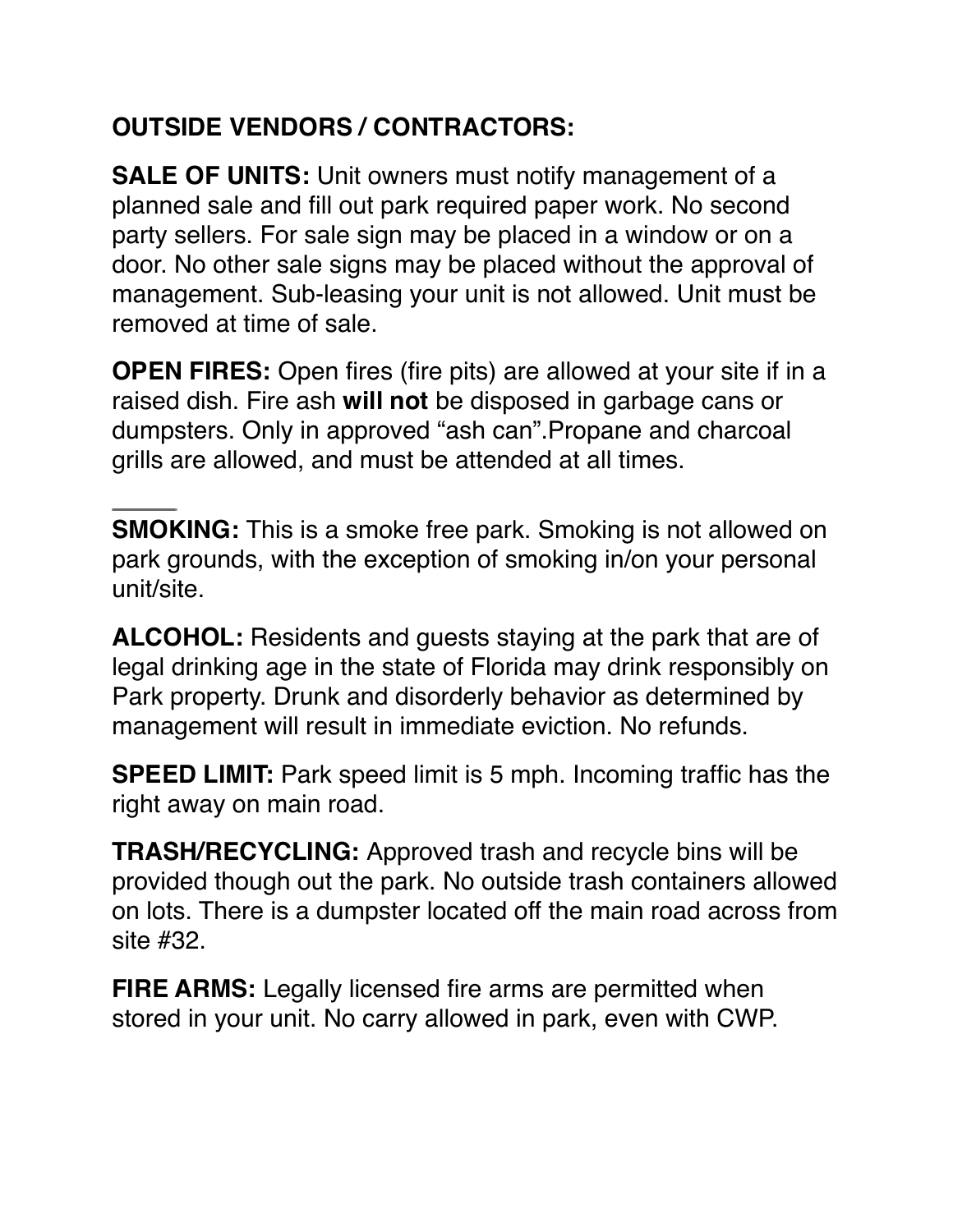**OUTSIDE VENDORS / CONTRACTORS:**

**SALE OF UNITS:** Unit owners must notify management of a planned sale and fill out park required paper work. No second party sellers. For sale sign may be placed in a window or on a door. No other sale signs may be placed without the approval of management. Sub-leasing your unit is not allowed. Unit must be removed at time of sale.

**OPEN FIRES:** Open fires (fire pits) are allowed at your site if in a raised dish. Fire ash **will not** be disposed in garbage cans or dumpsters. Only in approved "ash can".Propane and charcoal grills are allowed, and must be attended at all times.

**SMOKING:** This is a smoke free park. Smoking is not allowed on park grounds, with the exception of smoking in/on your personal unit/site.

**ALCOHOL:** Residents and guests staying at the park that are of legal drinking age in the state of Florida may drink responsibly on Park property. Drunk and disorderly behavior as determined by management will result in immediate eviction. No refunds.

**SPEED LIMIT:** Park speed limit is 5 mph. Incoming traffic has the right away on main road.

**TRASH/RECYCLING:** Approved trash and recycle bins will be provided though out the park. No outside trash containers allowed on lots. There is a dumpster located off the main road across from site #32.

**FIRE ARMS:** Legally licensed fire arms are permitted when stored in your unit. No carry allowed in park, even with CWP.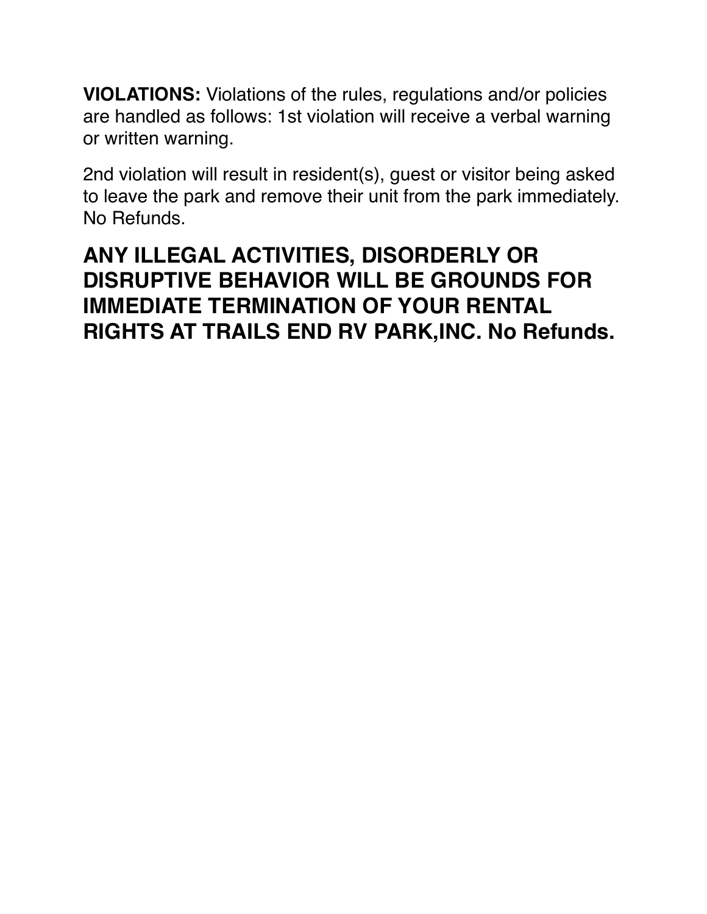**VIOLATIONS:** Violations of the rules, regulations and/or policies are handled as follows: 1st violation will receive a verbal warning or written warning.

2nd violation will result in resident(s), guest or visitor being asked to leave the park and remove their unit from the park immediately. No Refunds.

**ANY ILLEGAL ACTIVITIES, DISORDERLY OR DISRUPTIVE BEHAVIOR WILL BE GROUNDS FOR IMMEDIATE TERMINATION OF YOUR RENTAL RIGHTS AT TRAILS END RV PARK,INC. No Refunds.**